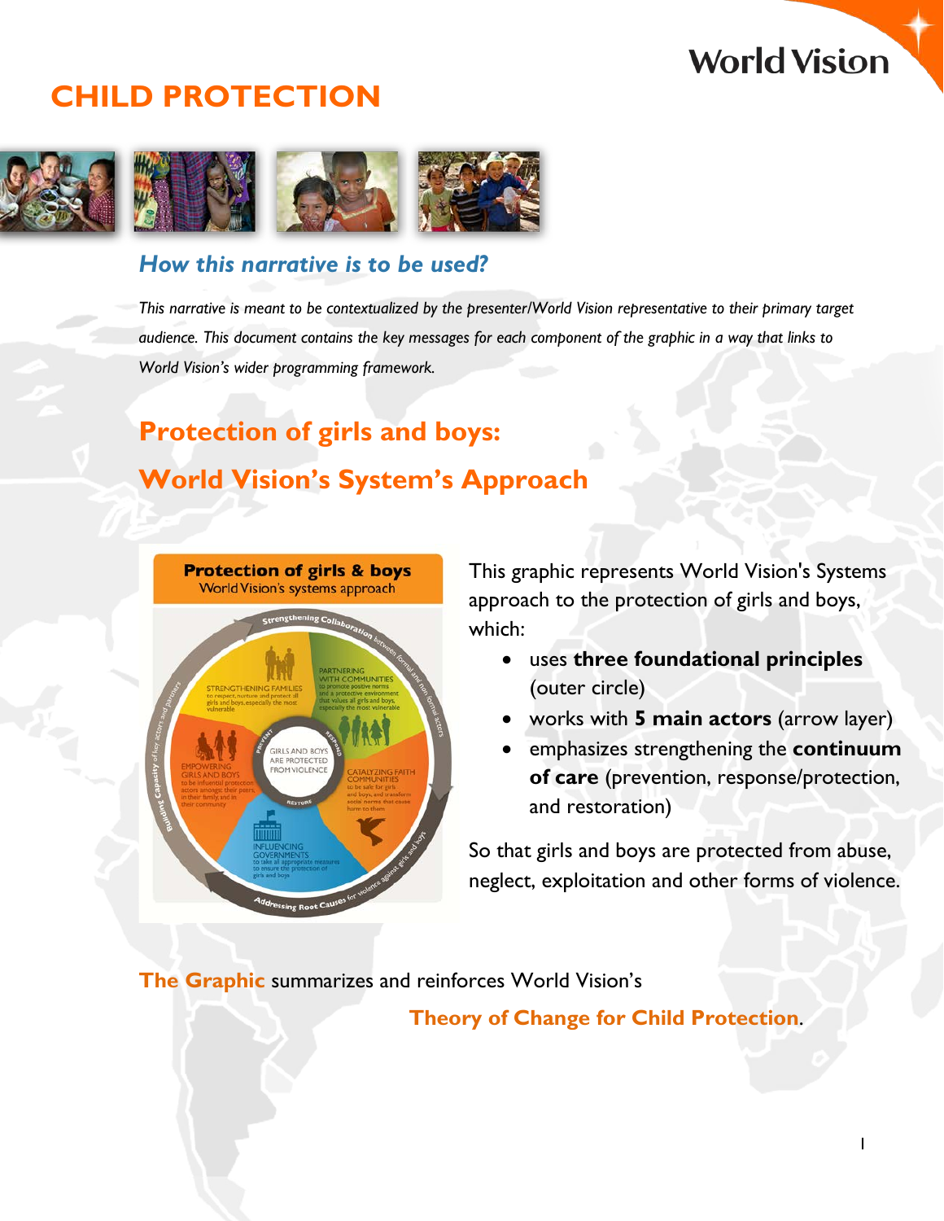# CHILD PROTECTION

### *How this narrative is to be used?*

*This narrative is meant to be contextualized by the presenter/World Vision representative to their primary target audience. This document contains the key messages for each component of the graphic in a way that links to World Vision's wider programming framework.*

## Protection of girls and boys:

## World Vision's System's Approach

This graphic represents World Vision's Systems approach to the protection of girls and boys, which:

- uses **three foundational principles** (outer circle)
- works with **5 main actors** (arrow layer)
- emphasizes strengthening the **continuum of care** (prevention, response/protection, and restoration)

So that girls and boys are protected from abuse, neglect, exploitation and other forms of violence.

**The Graphic** summarizes and reinforces World Vision's **Theory of Change for Child Protection**.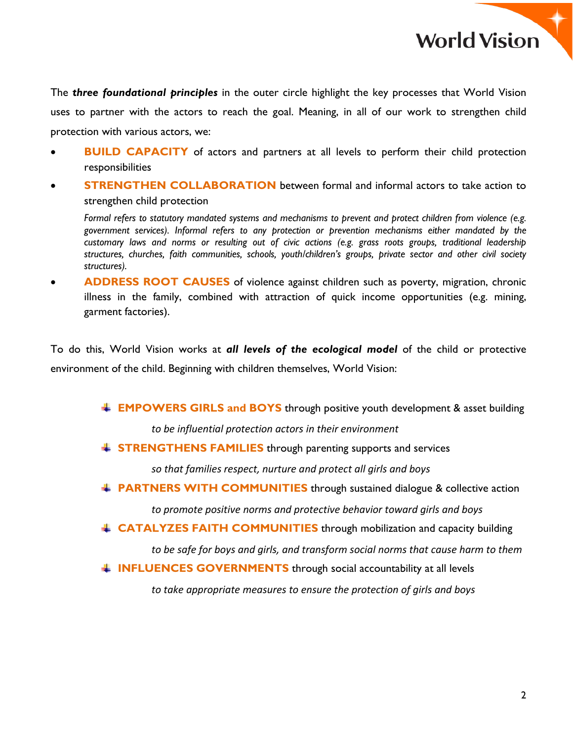The ***three foundational principles*** in the outer circle highlight the key processes that World Vision uses to partner with the actors to reach the goal. Meaning, in all of our work to strengthen child protection with various actors, we:

- **BUILD CAPACITY** of actors and partners at all levels to perform their child protection responsibilities
- **STRENGTHEN COLLABORATION** between formal and informal actors to take action to strengthen child protection

  *Formal refers to statutory mandated systems and mechanisms to prevent and protect children from violence (e.g. government services). Informal refers to any protection or prevention mechanisms either mandated by the customary laws and norms or resulting out of civic actions (e.g. grass roots groups, traditional leadership structures, churches, faith communities, schools, youth/children's groups, private sector and other civil society structures).*

- **ADDRESS ROOT CAUSES** of violence against children such as poverty, migration, chronic illness in the family, combined with attraction of quick income opportunities (e.g. mining, garment factories).

To do this, World Vision works at ***all levels of the ecological model*** of the child or protective environment of the child. Beginning with children themselves, World Vision:

- **EMPOWERS GIRLS and BOYS** through positive youth development & asset building

  *to be influential protection actors in their environment*

- **STRENGTHENS FAMILIES** through parenting supports and services

  *so that families respect, nurture and protect all girls and boys*

- **PARTNERS WITH COMMUNITIES** through sustained dialogue & collective action

  *to promote positive norms and protective behavior toward girls and boys*

- **CATALYZES FAITH COMMUNITIES** through mobilization and capacity building

  *to be safe for boys and girls, and transform social norms that cause harm to them*

- **INFLUENCES GOVERNMENTS** through social accountability at all levels

  *to take appropriate measures to ensure the protection of girls and boys*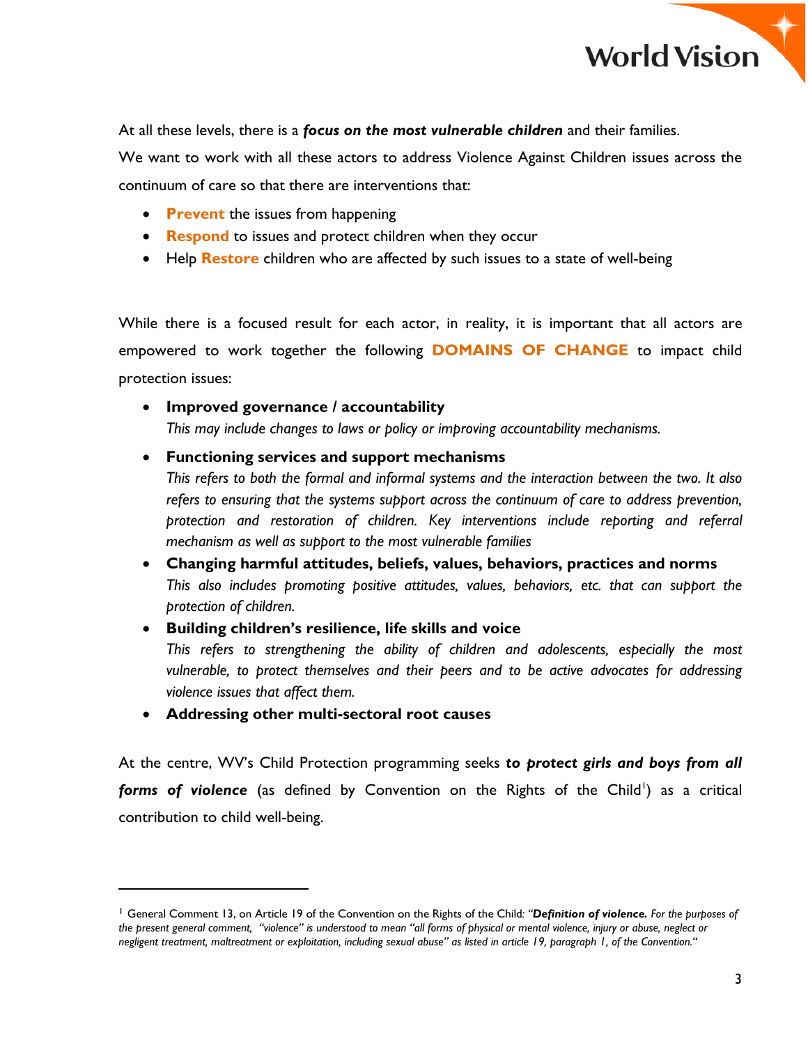At all these levels, there is a ***focus on the most vulnerable children*** and their families.

We want to work with all these actors to address Violence Against Children issues across the continuum of care so that there are interventions that:

- **Prevent** the issues from happening
- **Respond** to issues and protect children when they occur
- Help **Restore** children who are affected by such issues to a state of well-being

While there is a focused result for each actor, in reality, it is important that all actors are empowered to work together the following **DOMAINS OF CHANGE** to impact child protection issues:

- **Improved governance / accountability**
  *This may include changes to laws or policy or improving accountability mechanisms.*
- **Functioning services and support mechanisms**
  *This refers to both the formal and informal systems and the interaction between the two. It also refers to ensuring that the systems support across the continuum of care to address prevention, protection and restoration of children. Key interventions include reporting and referral mechanism as well as support to the most vulnerable families*
- **Changing harmful attitudes, beliefs, values, behaviors, practices and norms**
  *This also includes promoting positive attitudes, values, behaviors, etc. that can support the protection of children.*
- **Building children's resilience, life skills and voice**
  *This refers to strengthening the ability of children and adolescents, especially the most vulnerable, to protect themselves and their peers and to be active advocates for addressing violence issues that affect them.*
- **Addressing other multi-sectoral root causes**

At the centre, WV's Child Protection programming seeks ***to protect girls and boys from all forms of violence*** (as defined by Convention on the Rights of the Child[1]) as a critical contribution to child well-being.

---

[1] General Comment 13, on Article 19 of the Convention on the Rights of the Child: *"**Definition of violence.** For the purposes of the present general comment, "violence" is understood to mean "all forms of physical or mental violence, injury or abuse, neglect or negligent treatment, maltreatment or exploitation, including sexual abuse" as listed in article 19, paragraph 1, of the Convention."*